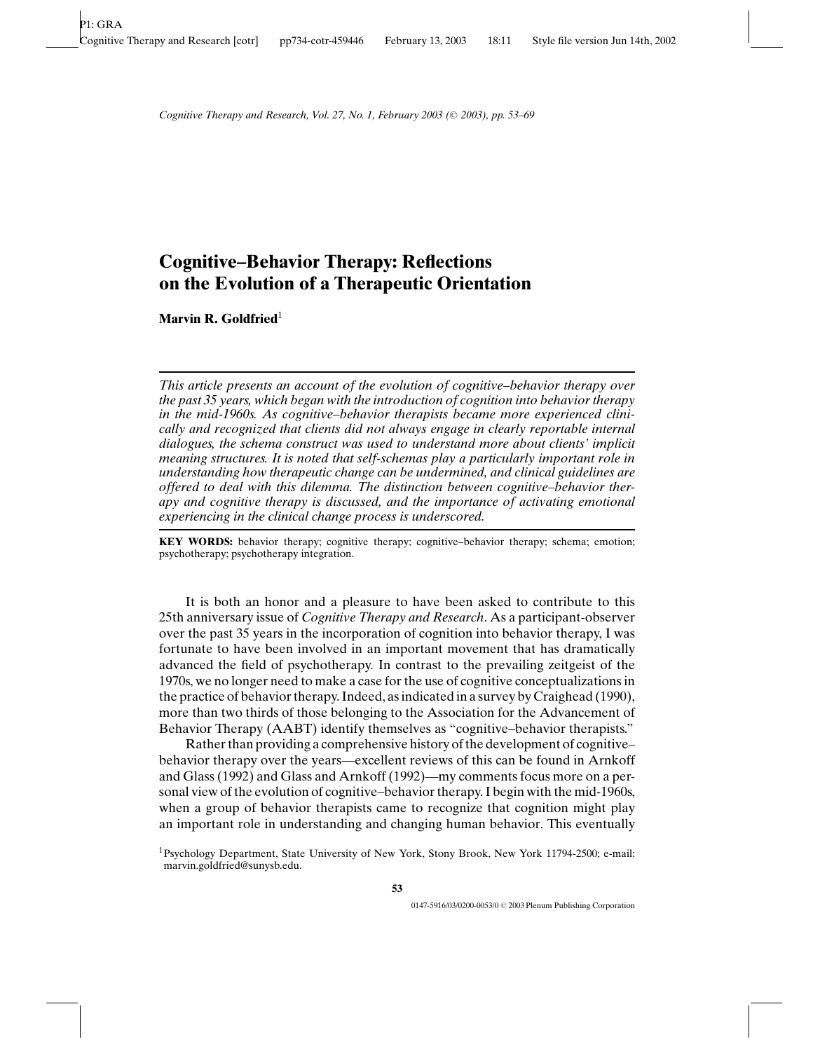# Cognitive–Behavior Therapy: Reflections on the Evolution of a Therapeutic Orientation

**Marvin R. Goldfried**[1]

*This article presents an account of the evolution of cognitive–behavior therapy over the past 35 years, which began with the introduction of cognition into behavior therapy in the mid-1960s. As cognitive–behavior therapists became more experienced clinically and recognized that clients did not always engage in clearly reportable internal dialogues, the schema construct was used to understand more about clients' implicit meaning structures. It is noted that self-schemas play a particularly important role in understanding how therapeutic change can be undermined, and clinical guidelines are offered to deal with this dilemma. The distinction between cognitive–behavior therapy and cognitive therapy is discussed, and the importance of activating emotional experiencing in the clinical change process is underscored.*

**KEY WORDS:** behavior therapy; cognitive therapy; cognitive–behavior therapy; schema; emotion; psychotherapy; psychotherapy integration.

It is both an honor and a pleasure to have been asked to contribute to this 25th anniversary issue of *Cognitive Therapy and Research*. As a participant-observer over the past 35 years in the incorporation of cognition into behavior therapy, I was fortunate to have been involved in an important movement that has dramatically advanced the field of psychotherapy. In contrast to the prevailing zeitgeist of the 1970s, we no longer need to make a case for the use of cognitive conceptualizations in the practice of behavior therapy. Indeed, as indicated in a survey by Craighead (1990), more than two thirds of those belonging to the Association for the Advancement of Behavior Therapy (AABT) identify themselves as "cognitive–behavior therapists."

Rather than providing a comprehensive history of the development of cognitive–behavior therapy over the years—excellent reviews of this can be found in Arnkoff and Glass (1992) and Glass and Arnkoff (1992)—my comments focus more on a personal view of the evolution of cognitive–behavior therapy. I begin with the mid-1960s, when a group of behavior therapists came to recognize that cognition might play an important role in understanding and changing human behavior. This eventually

[1] Psychology Department, State University of New York, Stony Brook, New York 11794-2500; e-mail: marvin.goldfried@sunysb.edu.

0147-5916/03/0200-0053/0 © 2003 Plenum Publishing Corporation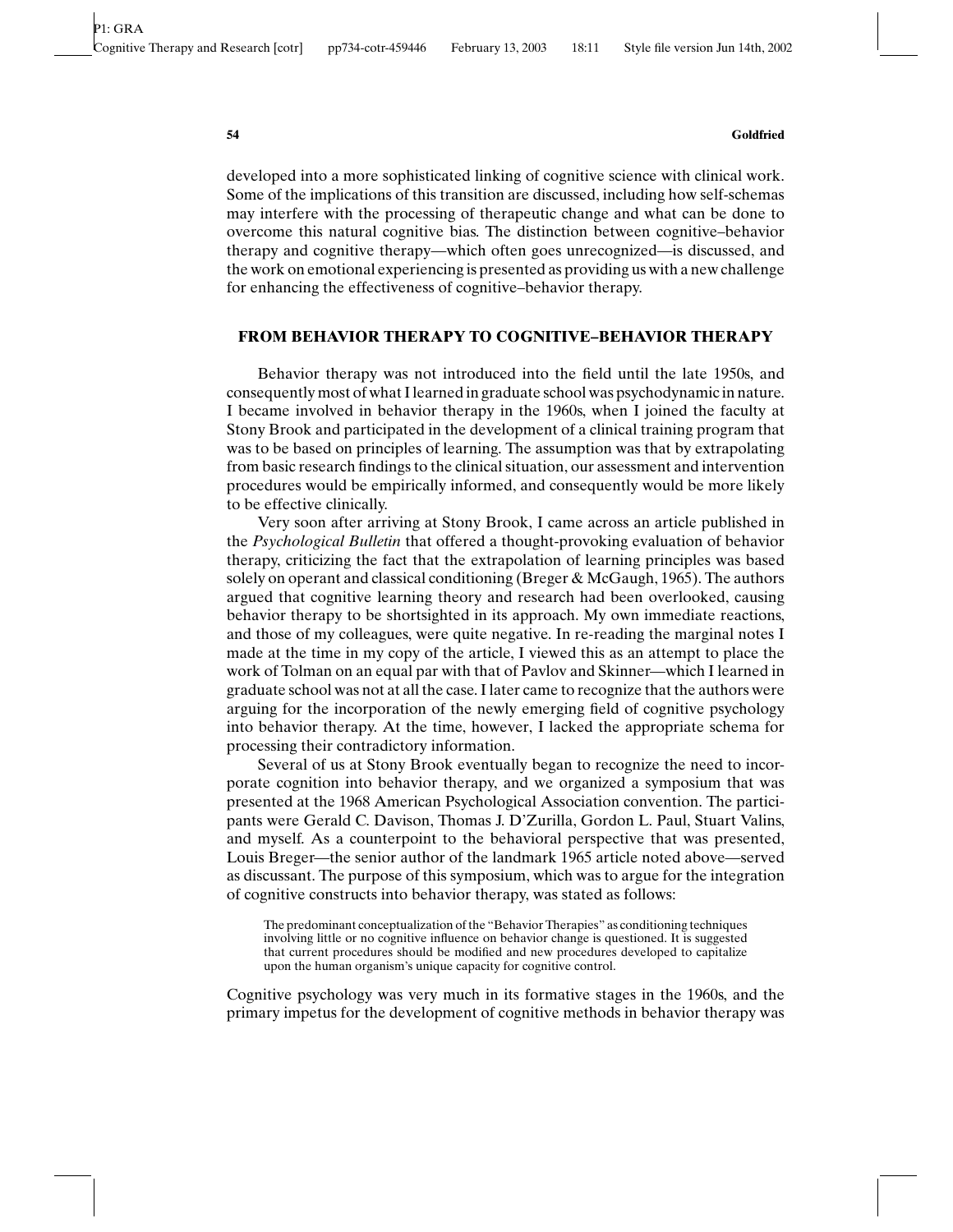developed into a more sophisticated linking of cognitive science with clinical work. Some of the implications of this transition are discussed, including how self-schemas may interfere with the processing of therapeutic change and what can be done to overcome this natural cognitive bias. The distinction between cognitive–behavior therapy and cognitive therapy—which often goes unrecognized—is discussed, and the work on emotional experiencing is presented as providing us with a new challenge for enhancing the effectiveness of cognitive–behavior therapy.

## FROM BEHAVIOR THERAPY TO COGNITIVE–BEHAVIOR THERAPY

Behavior therapy was not introduced into the field until the late 1950s, and consequently most of what I learned in graduate school was psychodynamic in nature. I became involved in behavior therapy in the 1960s, when I joined the faculty at Stony Brook and participated in the development of a clinical training program that was to be based on principles of learning. The assumption was that by extrapolating from basic research findings to the clinical situation, our assessment and intervention procedures would be empirically informed, and consequently would be more likely to be effective clinically.

Very soon after arriving at Stony Brook, I came across an article published in the *Psychological Bulletin* that offered a thought-provoking evaluation of behavior therapy, criticizing the fact that the extrapolation of learning principles was based solely on operant and classical conditioning (Breger & McGaugh, 1965). The authors argued that cognitive learning theory and research had been overlooked, causing behavior therapy to be shortsighted in its approach. My own immediate reactions, and those of my colleagues, were quite negative. In re-reading the marginal notes I made at the time in my copy of the article, I viewed this as an attempt to place the work of Tolman on an equal par with that of Pavlov and Skinner—which I learned in graduate school was not at all the case. I later came to recognize that the authors were arguing for the incorporation of the newly emerging field of cognitive psychology into behavior therapy. At the time, however, I lacked the appropriate schema for processing their contradictory information.

Several of us at Stony Brook eventually began to recognize the need to incorporate cognition into behavior therapy, and we organized a symposium that was presented at the 1968 American Psychological Association convention. The participants were Gerald C. Davison, Thomas J. D'Zurilla, Gordon L. Paul, Stuart Valins, and myself. As a counterpoint to the behavioral perspective that was presented, Louis Breger—the senior author of the landmark 1965 article noted above—served as discussant. The purpose of this symposium, which was to argue for the integration of cognitive constructs into behavior therapy, was stated as follows:

> The predominant conceptualization of the "Behavior Therapies" as conditioning techniques involving little or no cognitive influence on behavior change is questioned. It is suggested that current procedures should be modified and new procedures developed to capitalize upon the human organism's unique capacity for cognitive control.

Cognitive psychology was very much in its formative stages in the 1960s, and the primary impetus for the development of cognitive methods in behavior therapy was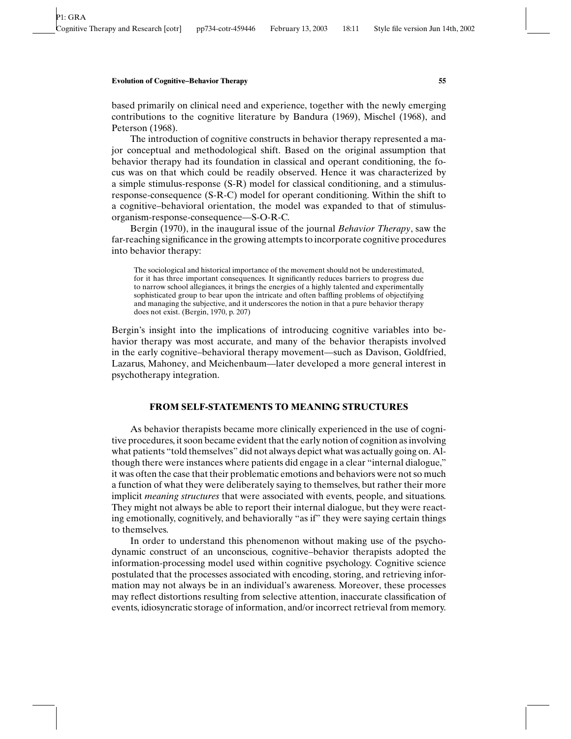based primarily on clinical need and experience, together with the newly emerging contributions to the cognitive literature by Bandura (1969), Mischel (1968), and Peterson (1968).

The introduction of cognitive constructs in behavior therapy represented a major conceptual and methodological shift. Based on the original assumption that behavior therapy had its foundation in classical and operant conditioning, the focus was on that which could be readily observed. Hence it was characterized by a simple stimulus-response (S-R) model for classical conditioning, and a stimulus-response-consequence (S-R-C) model for operant conditioning. Within the shift to a cognitive–behavioral orientation, the model was expanded to that of stimulus-organism-response-consequence—S-O-R-C.

Bergin (1970), in the inaugural issue of the journal *Behavior Therapy*, saw the far-reaching significance in the growing attempts to incorporate cognitive procedures into behavior therapy:

> The sociological and historical importance of the movement should not be underestimated, for it has three important consequences. It significantly reduces barriers to progress due to narrow school allegiances, it brings the energies of a highly talented and experimentally sophisticated group to bear upon the intricate and often baffling problems of objectifying and managing the subjective, and it underscores the notion in that a pure behavior therapy does not exist. (Bergin, 1970, p. 207)

Bergin's insight into the implications of introducing cognitive variables into behavior therapy was most accurate, and many of the behavior therapists involved in the early cognitive–behavioral therapy movement—such as Davison, Goldfried, Lazarus, Mahoney, and Meichenbaum—later developed a more general interest in psychotherapy integration.

## FROM SELF-STATEMENTS TO MEANING STRUCTURES

As behavior therapists became more clinically experienced in the use of cognitive procedures, it soon became evident that the early notion of cognition as involving what patients "told themselves" did not always depict what was actually going on. Although there were instances where patients did engage in a clear "internal dialogue," it was often the case that their problematic emotions and behaviors were not so much a function of what they were deliberately saying to themselves, but rather their more implicit *meaning structures* that were associated with events, people, and situations. They might not always be able to report their internal dialogue, but they were reacting emotionally, cognitively, and behaviorally "as if" they were saying certain things to themselves.

In order to understand this phenomenon without making use of the psychodynamic construct of an unconscious, cognitive–behavior therapists adopted the information-processing model used within cognitive psychology. Cognitive science postulated that the processes associated with encoding, storing, and retrieving information may not always be in an individual's awareness. Moreover, these processes may reflect distortions resulting from selective attention, inaccurate classification of events, idiosyncratic storage of information, and/or incorrect retrieval from memory.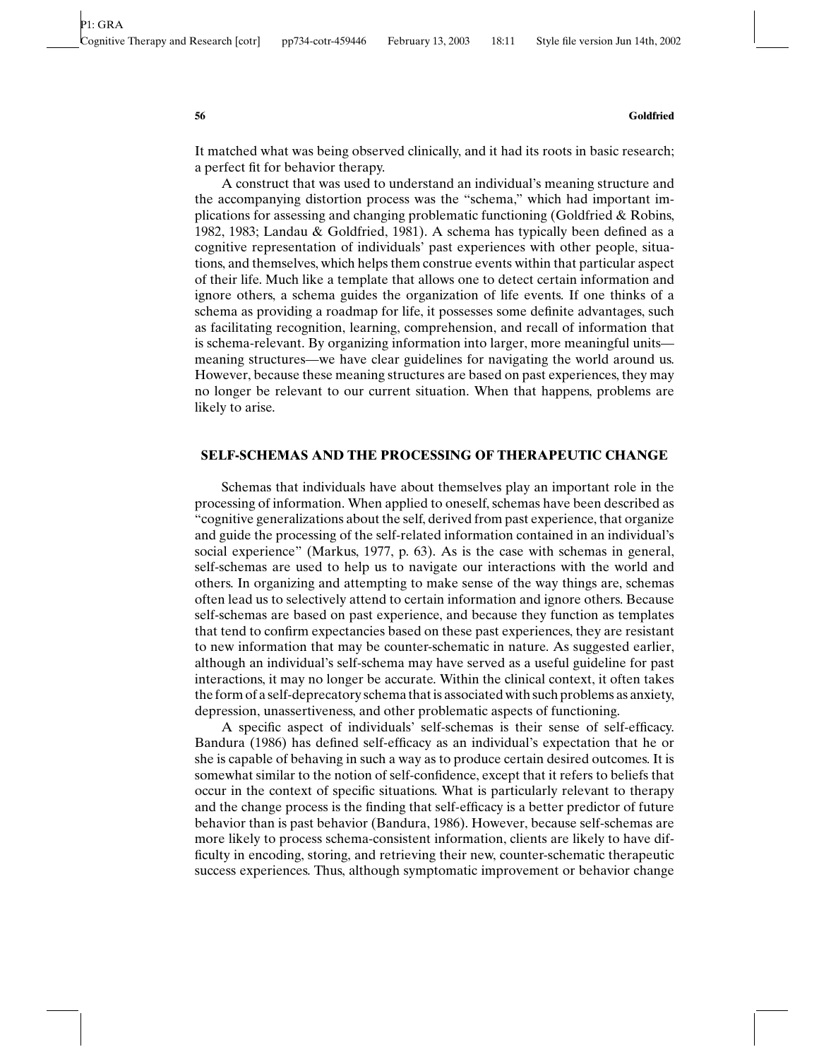It matched what was being observed clinically, and it had its roots in basic research; a perfect fit for behavior therapy.

A construct that was used to understand an individual's meaning structure and the accompanying distortion process was the "schema," which had important implications for assessing and changing problematic functioning (Goldfried & Robins, 1982, 1983; Landau & Goldfried, 1981). A schema has typically been defined as a cognitive representation of individuals' past experiences with other people, situations, and themselves, which helps them construe events within that particular aspect of their life. Much like a template that allows one to detect certain information and ignore others, a schema guides the organization of life events. If one thinks of a schema as providing a roadmap for life, it possesses some definite advantages, such as facilitating recognition, learning, comprehension, and recall of information that is schema-relevant. By organizing information into larger, more meaningful units—meaning structures—we have clear guidelines for navigating the world around us. However, because these meaning structures are based on past experiences, they may no longer be relevant to our current situation. When that happens, problems are likely to arise.

## SELF-SCHEMAS AND THE PROCESSING OF THERAPEUTIC CHANGE

Schemas that individuals have about themselves play an important role in the processing of information. When applied to oneself, schemas have been described as "cognitive generalizations about the self, derived from past experience, that organize and guide the processing of the self-related information contained in an individual's social experience" (Markus, 1977, p. 63). As is the case with schemas in general, self-schemas are used to help us to navigate our interactions with the world and others. In organizing and attempting to make sense of the way things are, schemas often lead us to selectively attend to certain information and ignore others. Because self-schemas are based on past experience, and because they function as templates that tend to confirm expectancies based on these past experiences, they are resistant to new information that may be counter-schematic in nature. As suggested earlier, although an individual's self-schema may have served as a useful guideline for past interactions, it may no longer be accurate. Within the clinical context, it often takes the form of a self-deprecatory schema that is associated with such problems as anxiety, depression, unassertiveness, and other problematic aspects of functioning.

A specific aspect of individuals' self-schemas is their sense of self-efficacy. Bandura (1986) has defined self-efficacy as an individual's expectation that he or she is capable of behaving in such a way as to produce certain desired outcomes. It is somewhat similar to the notion of self-confidence, except that it refers to beliefs that occur in the context of specific situations. What is particularly relevant to therapy and the change process is the finding that self-efficacy is a better predictor of future behavior than is past behavior (Bandura, 1986). However, because self-schemas are more likely to process schema-consistent information, clients are likely to have difficulty in encoding, storing, and retrieving their new, counter-schematic therapeutic success experiences. Thus, although symptomatic improvement or behavior change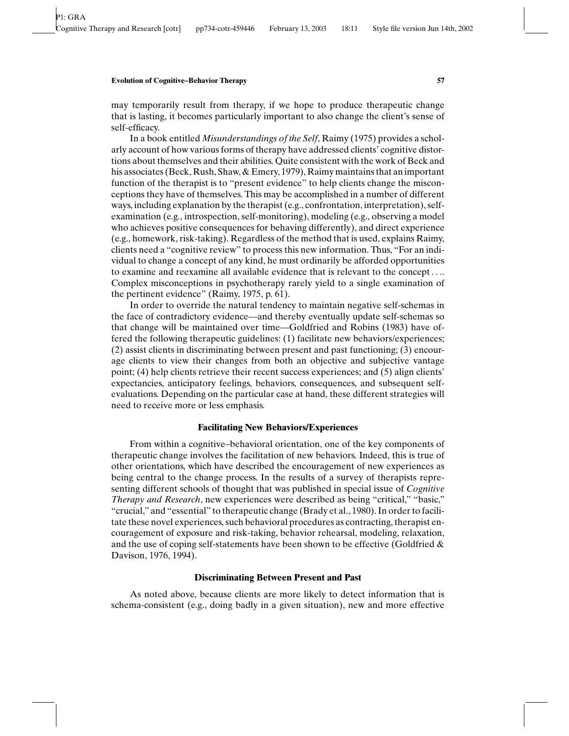may temporarily result from therapy, if we hope to produce therapeutic change that is lasting, it becomes particularly important to also change the client's sense of self-efficacy.

In a book entitled *Misunderstandings of the Self*, Raimy (1975) provides a scholarly account of how various forms of therapy have addressed clients' cognitive distortions about themselves and their abilities. Quite consistent with the work of Beck and his associates (Beck, Rush, Shaw, & Emery, 1979), Raimy maintains that an important function of the therapist is to "present evidence" to help clients change the misconceptions they have of themselves. This may be accomplished in a number of different ways, including explanation by the therapist (e.g., confrontation, interpretation), self-examination (e.g., introspection, self-monitoring), modeling (e.g., observing a model who achieves positive consequences for behaving differently), and direct experience (e.g., homework, risk-taking). Regardless of the method that is used, explains Raimy, clients need a "cognitive review" to process this new information. Thus, "For an individual to change a concept of any kind, he must ordinarily be afforded opportunities to examine and reexamine all available evidence that is relevant to the concept .... Complex misconceptions in psychotherapy rarely yield to a single examination of the pertinent evidence" (Raimy, 1975, p. 61).

In order to override the natural tendency to maintain negative self-schemas in the face of contradictory evidence—and thereby eventually update self-schemas so that change will be maintained over time—Goldfried and Robins (1983) have offered the following therapeutic guidelines: (1) facilitate new behaviors/experiences; (2) assist clients in discriminating between present and past functioning; (3) encourage clients to view their changes from both an objective and subjective vantage point; (4) help clients retrieve their recent success experiences; and (5) align clients' expectancies, anticipatory feelings, behaviors, consequences, and subsequent self-evaluations. Depending on the particular case at hand, these different strategies will need to receive more or less emphasis.

### Facilitating New Behaviors/Experiences

From within a cognitive–behavioral orientation, one of the key components of therapeutic change involves the facilitation of new behaviors. Indeed, this is true of other orientations, which have described the encouragement of new experiences as being central to the change process. In the results of a survey of therapists representing different schools of thought that was published in special issue of *Cognitive Therapy and Research*, new experiences were described as being "critical," "basic," "crucial," and "essential" to therapeutic change (Brady et al., 1980). In order to facilitate these novel experiences, such behavioral procedures as contracting, therapist encouragement of exposure and risk-taking, behavior rehearsal, modeling, relaxation, and the use of coping self-statements have been shown to be effective (Goldfried & Davison, 1976, 1994).

### Discriminating Between Present and Past

As noted above, because clients are more likely to detect information that is schema-consistent (e.g., doing badly in a given situation), new and more effective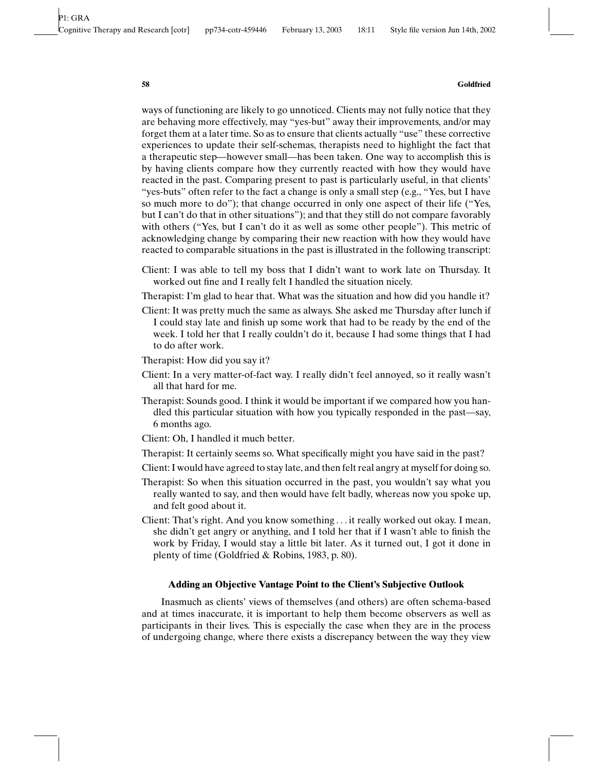ways of functioning are likely to go unnoticed. Clients may not fully notice that they are behaving more effectively, may "yes-but" away their improvements, and/or may forget them at a later time. So as to ensure that clients actually "use" these corrective experiences to update their self-schemas, therapists need to highlight the fact that a therapeutic step—however small—has been taken. One way to accomplish this is by having clients compare how they currently reacted with how they would have reacted in the past. Comparing present to past is particularly useful, in that clients' "yes-buts" often refer to the fact a change is only a small step (e.g., "Yes, but I have so much more to do"); that change occurred in only one aspect of their life ("Yes, but I can't do that in other situations"); and that they still do not compare favorably with others ("Yes, but I can't do it as well as some other people"). This metric of acknowledging change by comparing their new reaction with how they would have reacted to comparable situations in the past is illustrated in the following transcript:

Client: I was able to tell my boss that I didn't want to work late on Thursday. It worked out fine and I really felt I handled the situation nicely.

Therapist: I'm glad to hear that. What was the situation and how did you handle it?

Client: It was pretty much the same as always. She asked me Thursday after lunch if I could stay late and finish up some work that had to be ready by the end of the week. I told her that I really couldn't do it, because I had some things that I had to do after work.

Therapist: How did you say it?

Client: In a very matter-of-fact way. I really didn't feel annoyed, so it really wasn't all that hard for me.

Therapist: Sounds good. I think it would be important if we compared how you handled this particular situation with how you typically responded in the past—say, 6 months ago.

Client: Oh, I handled it much better.

Therapist: It certainly seems so. What specifically might you have said in the past?

Client: I would have agreed to stay late, and then felt real angry at myself for doing so.

Therapist: So when this situation occurred in the past, you wouldn't say what you really wanted to say, and then would have felt badly, whereas now you spoke up, and felt good about it.

Client: That's right. And you know something . . . it really worked out okay. I mean, she didn't get angry or anything, and I told her that if I wasn't able to finish the work by Friday, I would stay a little bit later. As it turned out, I got it done in plenty of time (Goldfried & Robins, 1983, p. 80).

### Adding an Objective Vantage Point to the Client's Subjective Outlook

Inasmuch as clients' views of themselves (and others) are often schema-based and at times inaccurate, it is important to help them become observers as well as participants in their lives. This is especially the case when they are in the process of undergoing change, where there exists a discrepancy between the way they view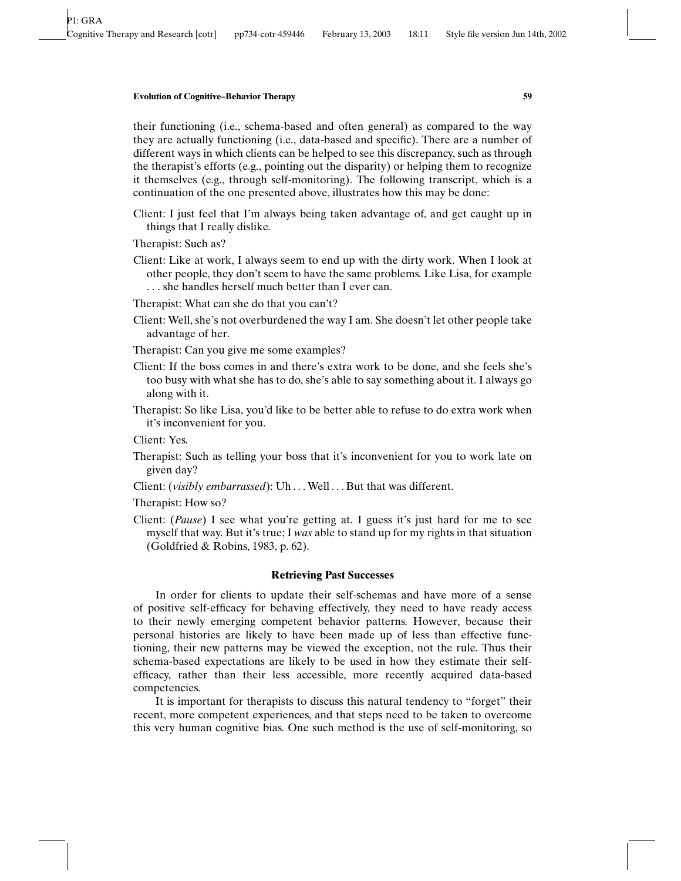their functioning (i.e., schema-based and often general) as compared to the way they are actually functioning (i.e., data-based and specific). There are a number of different ways in which clients can be helped to see this discrepancy, such as through the therapist's efforts (e.g., pointing out the disparity) or helping them to recognize it themselves (e.g., through self-monitoring). The following transcript, which is a continuation of the one presented above, illustrates how this may be done:

Client: I just feel that I'm always being taken advantage of, and get caught up in things that I really dislike.

Therapist: Such as?

Client: Like at work, I always seem to end up with the dirty work. When I look at other people, they don't seem to have the same problems. Like Lisa, for example . . . she handles herself much better than I ever can.

Therapist: What can she do that you can't?

Client: Well, she's not overburdened the way I am. She doesn't let other people take advantage of her.

Therapist: Can you give me some examples?

Client: If the boss comes in and there's extra work to be done, and she feels she's too busy with what she has to do, she's able to say something about it. I always go along with it.

Therapist: So like Lisa, you'd like to be better able to refuse to do extra work when it's inconvenient for you.

Client: Yes.

Therapist: Such as telling your boss that it's inconvenient for you to work late on given day?

Client: (*visibly embarrassed*): Uh . . . Well . . . But that was different.

Therapist: How so?

Client: (*Pause*) I see what you're getting at. I guess it's just hard for me to see myself that way. But it's true; I *was* able to stand up for my rights in that situation (Goldfried & Robins, 1983, p. 62).

### Retrieving Past Successes

In order for clients to update their self-schemas and have more of a sense of positive self-efficacy for behaving effectively, they need to have ready access to their newly emerging competent behavior patterns. However, because their personal histories are likely to have been made up of less than effective functioning, their new patterns may be viewed the exception, not the rule. Thus their schema-based expectations are likely to be used in how they estimate their self-efficacy, rather than their less accessible, more recently acquired data-based competencies.

It is important for therapists to discuss this natural tendency to "forget" their recent, more competent experiences, and that steps need to be taken to overcome this very human cognitive bias. One such method is the use of self-monitoring, so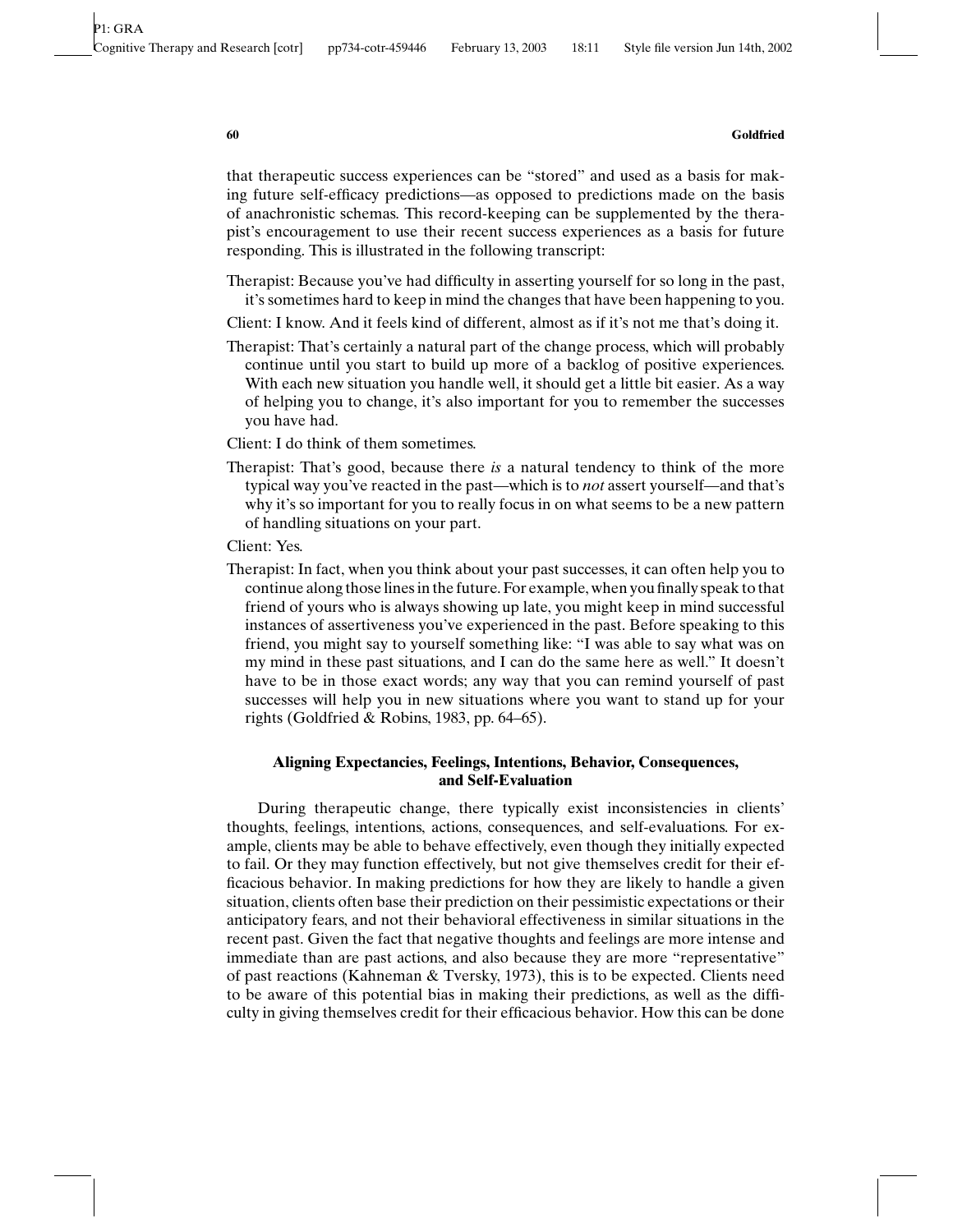that therapeutic success experiences can be "stored" and used as a basis for making future self-efficacy predictions—as opposed to predictions made on the basis of anachronistic schemas. This record-keeping can be supplemented by the therapist's encouragement to use their recent success experiences as a basis for future responding. This is illustrated in the following transcript:

Therapist: Because you've had difficulty in asserting yourself for so long in the past, it's sometimes hard to keep in mind the changes that have been happening to you.

Client: I know. And it feels kind of different, almost as if it's not me that's doing it.

Therapist: That's certainly a natural part of the change process, which will probably continue until you start to build up more of a backlog of positive experiences. With each new situation you handle well, it should get a little bit easier. As a way of helping you to change, it's also important for you to remember the successes you have had.

Client: I do think of them sometimes.

Therapist: That's good, because there *is* a natural tendency to think of the more typical way you've reacted in the past—which is to *not* assert yourself—and that's why it's so important for you to really focus in on what seems to be a new pattern of handling situations on your part.

Client: Yes.

Therapist: In fact, when you think about your past successes, it can often help you to continue along those lines in the future. For example, when you finally speak to that friend of yours who is always showing up late, you might keep in mind successful instances of assertiveness you've experienced in the past. Before speaking to this friend, you might say to yourself something like: "I was able to say what was on my mind in these past situations, and I can do the same here as well." It doesn't have to be in those exact words; any way that you can remind yourself of past successes will help you in new situations where you want to stand up for your rights (Goldfried & Robins, 1983, pp. 64–65).

## Aligning Expectancies, Feelings, Intentions, Behavior, Consequences, and Self-Evaluation

During therapeutic change, there typically exist inconsistencies in clients' thoughts, feelings, intentions, actions, consequences, and self-evaluations. For example, clients may be able to behave effectively, even though they initially expected to fail. Or they may function effectively, but not give themselves credit for their efficacious behavior. In making predictions for how they are likely to handle a given situation, clients often base their prediction on their pessimistic expectations or their anticipatory fears, and not their behavioral effectiveness in similar situations in the recent past. Given the fact that negative thoughts and feelings are more intense and immediate than are past actions, and also because they are more "representative" of past reactions (Kahneman & Tversky, 1973), this is to be expected. Clients need to be aware of this potential bias in making their predictions, as well as the difficulty in giving themselves credit for their efficacious behavior. How this can be done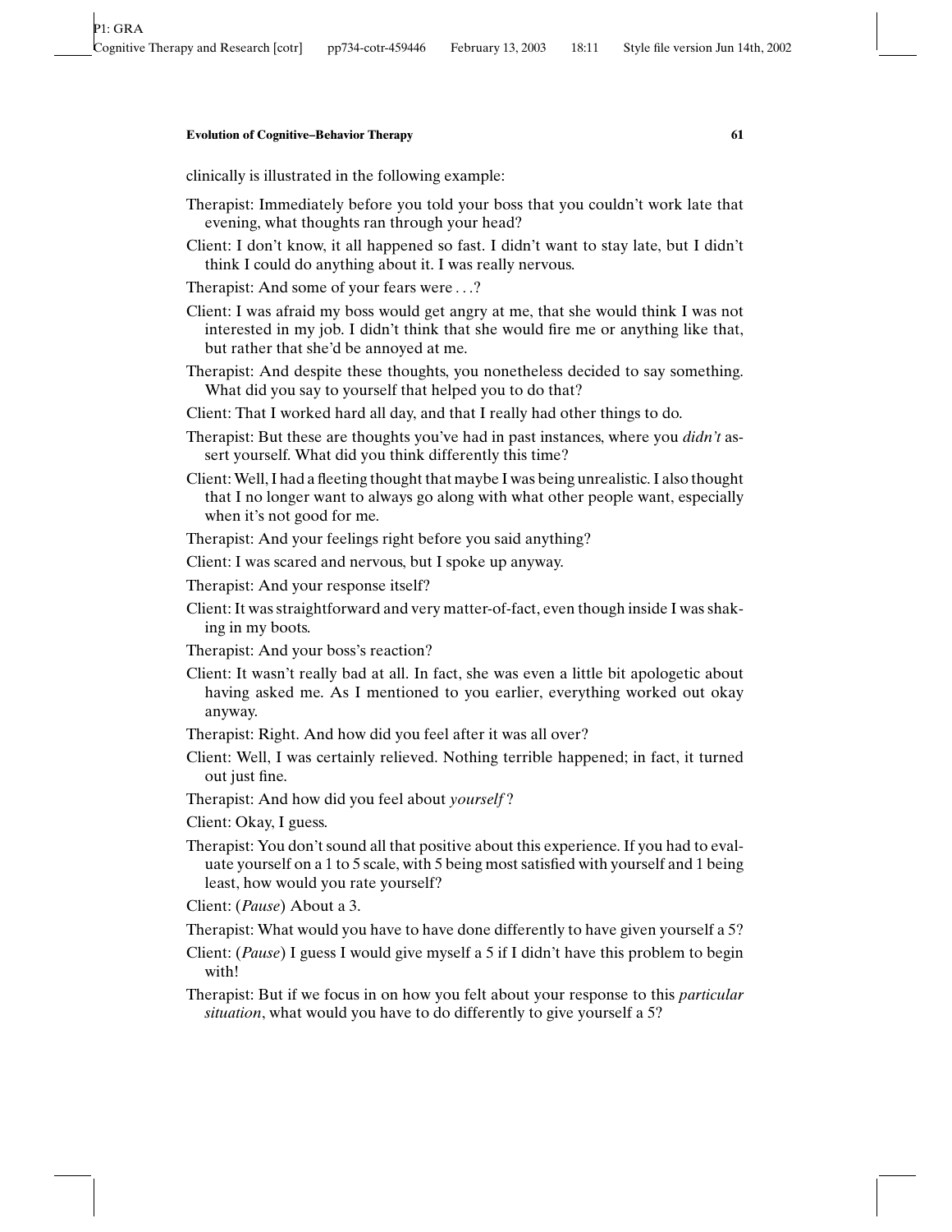clinically is illustrated in the following example:

Therapist: Immediately before you told your boss that you couldn't work late that evening, what thoughts ran through your head?

Client: I don't know, it all happened so fast. I didn't want to stay late, but I didn't think I could do anything about it. I was really nervous.

Therapist: And some of your fears were . . .?

Client: I was afraid my boss would get angry at me, that she would think I was not interested in my job. I didn't think that she would fire me or anything like that, but rather that she'd be annoyed at me.

Therapist: And despite these thoughts, you nonetheless decided to say something. What did you say to yourself that helped you to do that?

Client: That I worked hard all day, and that I really had other things to do.

Therapist: But these are thoughts you've had in past instances, where you *didn't* assert yourself. What did you think differently this time?

Client: Well, I had a fleeting thought that maybe I was being unrealistic. I also thought that I no longer want to always go along with what other people want, especially when it's not good for me.

Therapist: And your feelings right before you said anything?

Client: I was scared and nervous, but I spoke up anyway.

Therapist: And your response itself?

Client: It was straightforward and very matter-of-fact, even though inside I was shaking in my boots.

Therapist: And your boss's reaction?

Client: It wasn't really bad at all. In fact, she was even a little bit apologetic about having asked me. As I mentioned to you earlier, everything worked out okay anyway.

Therapist: Right. And how did you feel after it was all over?

Client: Well, I was certainly relieved. Nothing terrible happened; in fact, it turned out just fine.

Therapist: And how did you feel about *yourself*?

Client: Okay, I guess.

Therapist: You don't sound all that positive about this experience. If you had to evaluate yourself on a 1 to 5 scale, with 5 being most satisfied with yourself and 1 being least, how would you rate yourself?

Client: (*Pause*) About a 3.

Therapist: What would you have to have done differently to have given yourself a 5?

Client: (*Pause*) I guess I would give myself a 5 if I didn't have this problem to begin with!

Therapist: But if we focus in on how you felt about your response to this *particular situation*, what would you have to do differently to give yourself a 5?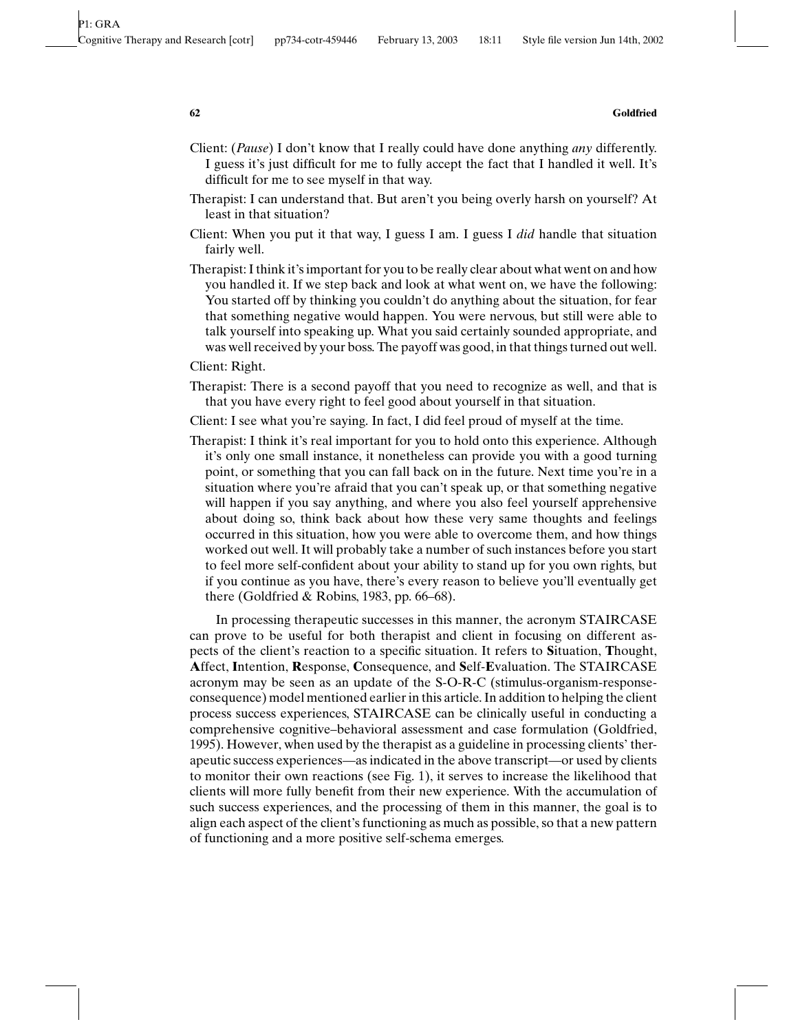Client: (*Pause*) I don't know that I really could have done anything *any* differently. I guess it's just difficult for me to fully accept the fact that I handled it well. It's difficult for me to see myself in that way.

Therapist: I can understand that. But aren't you being overly harsh on yourself? At least in that situation?

Client: When you put it that way, I guess I am. I guess I *did* handle that situation fairly well.

Therapist: I think it's important for you to be really clear about what went on and how you handled it. If we step back and look at what went on, we have the following: You started off by thinking you couldn't do anything about the situation, for fear that something negative would happen. You were nervous, but still were able to talk yourself into speaking up. What you said certainly sounded appropriate, and was well received by your boss. The payoff was good, in that things turned out well.

Client: Right.

Therapist: There is a second payoff that you need to recognize as well, and that is that you have every right to feel good about yourself in that situation.

Client: I see what you're saying. In fact, I did feel proud of myself at the time.

Therapist: I think it's real important for you to hold onto this experience. Although it's only one small instance, it nonetheless can provide you with a good turning point, or something that you can fall back on in the future. Next time you're in a situation where you're afraid that you can't speak up, or that something negative will happen if you say anything, and where you also feel yourself apprehensive about doing so, think back about how these very same thoughts and feelings occurred in this situation, how you were able to overcome them, and how things worked out well. It will probably take a number of such instances before you start to feel more self-confident about your ability to stand up for you own rights, but if you continue as you have, there's every reason to believe you'll eventually get there (Goldfried & Robins, 1983, pp. 66–68).

In processing therapeutic successes in this manner, the acronym STAIRCASE can prove to be useful for both therapist and client in focusing on different aspects of the client's reaction to a specific situation. It refers to **S**ituation, **T**hought, **A**ffect, **I**ntention, **R**esponse, **C**onsequence, and **S**elf-**E**valuation. The STAIRCASE acronym may be seen as an update of the S-O-R-C (stimulus-organism-response-consequence) model mentioned earlier in this article. In addition to helping the client process success experiences, STAIRCASE can be clinically useful in conducting a comprehensive cognitive–behavioral assessment and case formulation (Goldfried, 1995). However, when used by the therapist as a guideline in processing clients' therapeutic success experiences—as indicated in the above transcript—or used by clients to monitor their own reactions (see Fig. 1), it serves to increase the likelihood that clients will more fully benefit from their new experience. With the accumulation of such success experiences, and the processing of them in this manner, the goal is to align each aspect of the client's functioning as much as possible, so that a new pattern of functioning and a more positive self-schema emerges.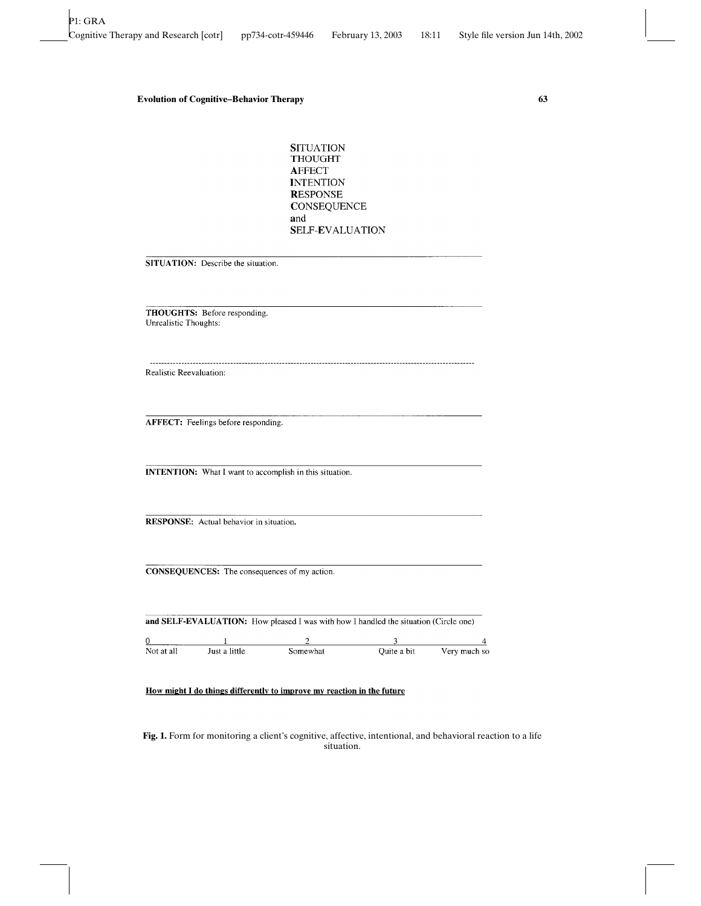**S**ITUATION
**T**HOUGHT
**A**FFECT
**I**NTENTION
**R**ESPONSE
**C**ONSEQUENCE
**a**nd
**S**ELF-**E**VALUATION

---

**SITUATION:** Describe the situation.

---

**THOUGHTS:** Before responding.
Unrealistic Thoughts:

- - - - - - - - - - - - - - - - - - - - - - - - - - - - - - - - - - - -

Realistic Reevaluation:

---

**AFFECT:** Feelings before responding.

---

**INTENTION:** What I want to accomplish in this situation.

---

**RESPONSE:** Actual behavior in situation.

---

**CONSEQUENCES:** The consequences of my action.

---

**and SELF-EVALUATION:** How pleased I was with how I handled the situation (Circle one)

| 0 | 1 | 2 | 3 | 4 |
|---|---|---|---|---|
| Not at all | Just a little | Somewhat | Quite a bit | Very much so |

**How might I do things differently to improve my reaction in the future**

**Fig. 1.** Form for monitoring a client's cognitive, affective, intentional, and behavioral reaction to a life situation.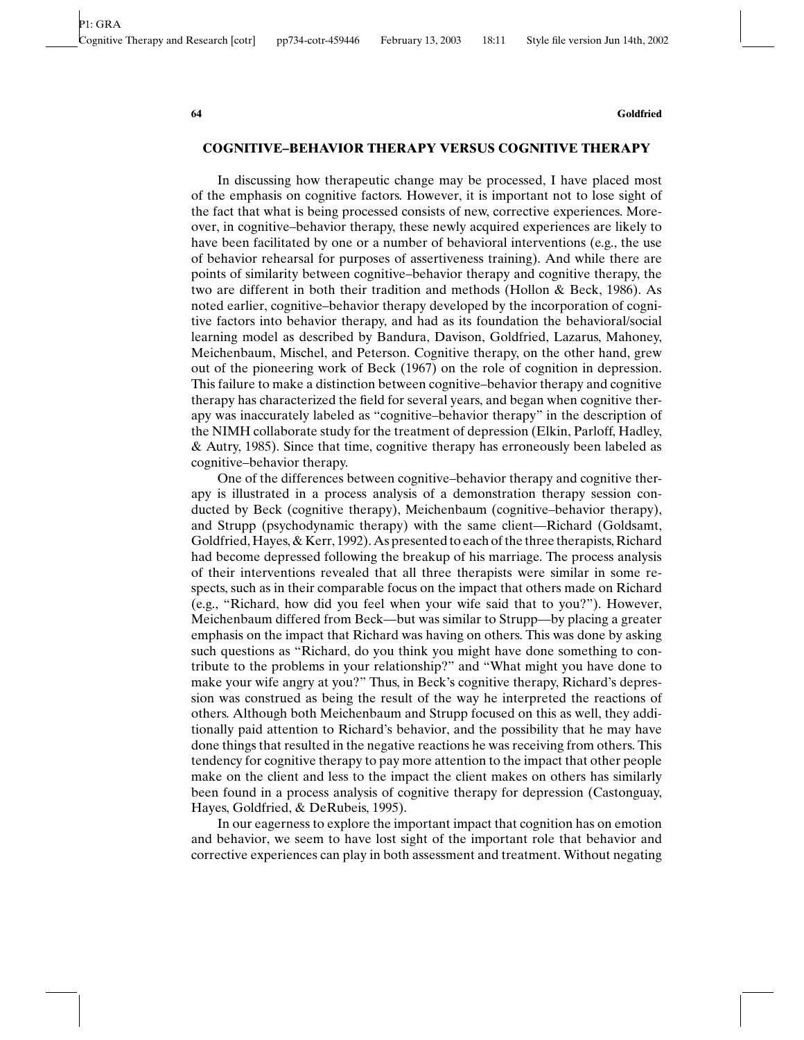## COGNITIVE–BEHAVIOR THERAPY VERSUS COGNITIVE THERAPY

In discussing how therapeutic change may be processed, I have placed most of the emphasis on cognitive factors. However, it is important not to lose sight of the fact that what is being processed consists of new, corrective experiences. Moreover, in cognitive–behavior therapy, these newly acquired experiences are likely to have been facilitated by one or a number of behavioral interventions (e.g., the use of behavior rehearsal for purposes of assertiveness training). And while there are points of similarity between cognitive–behavior therapy and cognitive therapy, the two are different in both their tradition and methods (Hollon & Beck, 1986). As noted earlier, cognitive–behavior therapy developed by the incorporation of cognitive factors into behavior therapy, and had as its foundation the behavioral/social learning model as described by Bandura, Davison, Goldfried, Lazarus, Mahoney, Meichenbaum, Mischel, and Peterson. Cognitive therapy, on the other hand, grew out of the pioneering work of Beck (1967) on the role of cognition in depression. This failure to make a distinction between cognitive–behavior therapy and cognitive therapy has characterized the field for several years, and began when cognitive therapy was inaccurately labeled as "cognitive–behavior therapy" in the description of the NIMH collaborate study for the treatment of depression (Elkin, Parloff, Hadley, & Autry, 1985). Since that time, cognitive therapy has erroneously been labeled as cognitive–behavior therapy.

One of the differences between cognitive–behavior therapy and cognitive therapy is illustrated in a process analysis of a demonstration therapy session conducted by Beck (cognitive therapy), Meichenbaum (cognitive–behavior therapy), and Strupp (psychodynamic therapy) with the same client—Richard (Goldsamt, Goldfried, Hayes, & Kerr, 1992). As presented to each of the three therapists, Richard had become depressed following the breakup of his marriage. The process analysis of their interventions revealed that all three therapists were similar in some respects, such as in their comparable focus on the impact that others made on Richard (e.g., "Richard, how did you feel when your wife said that to you?"). However, Meichenbaum differed from Beck—but was similar to Strupp—by placing a greater emphasis on the impact that Richard was having on others. This was done by asking such questions as "Richard, do you think you might have done something to contribute to the problems in your relationship?" and "What might you have done to make your wife angry at you?" Thus, in Beck's cognitive therapy, Richard's depression was construed as being the result of the way he interpreted the reactions of others. Although both Meichenbaum and Strupp focused on this as well, they additionally paid attention to Richard's behavior, and the possibility that he may have done things that resulted in the negative reactions he was receiving from others. This tendency for cognitive therapy to pay more attention to the impact that other people make on the client and less to the impact the client makes on others has similarly been found in a process analysis of cognitive therapy for depression (Castonguay, Hayes, Goldfried, & DeRubeis, 1995).

In our eagerness to explore the important impact that cognition has on emotion and behavior, we seem to have lost sight of the important role that behavior and corrective experiences can play in both assessment and treatment. Without negating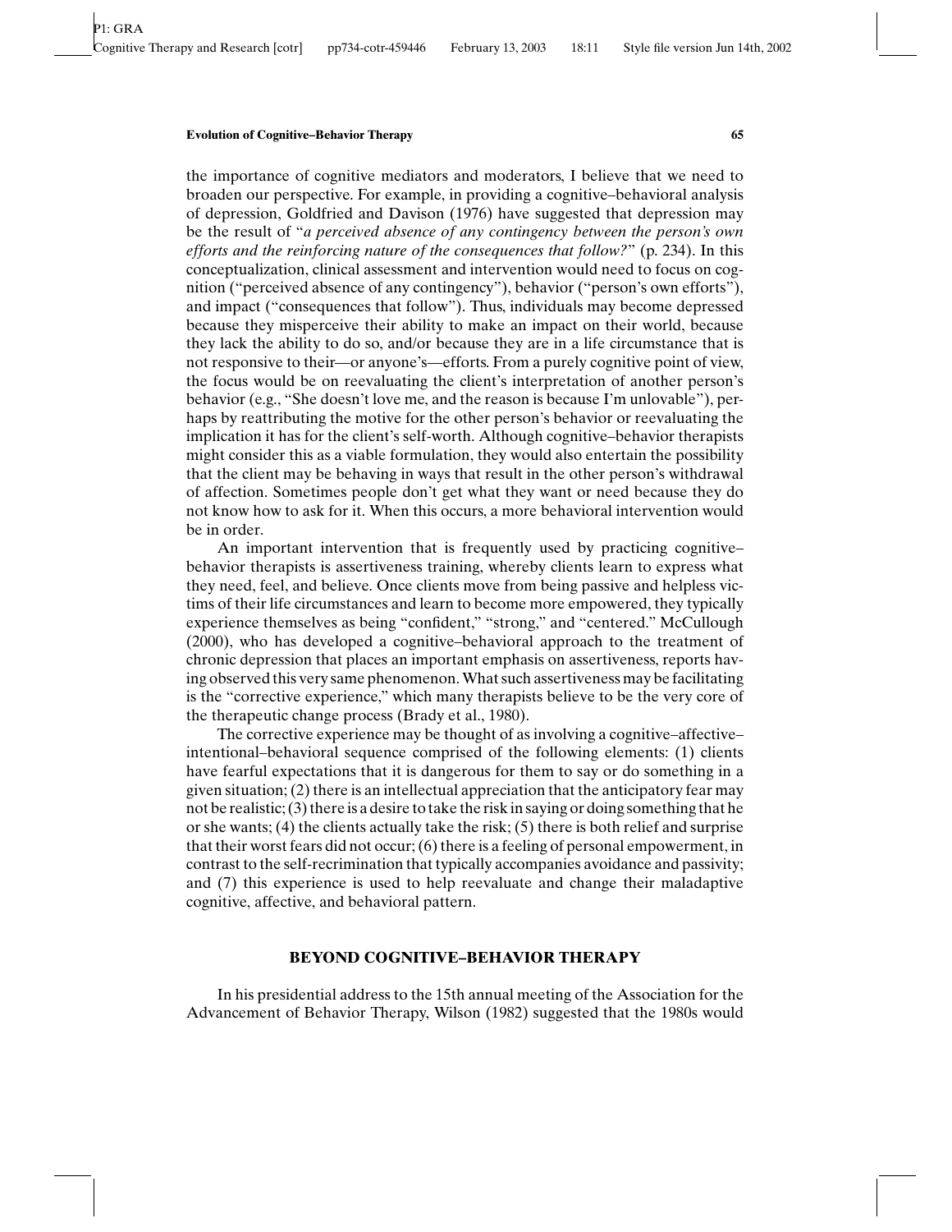the importance of cognitive mediators and moderators, I believe that we need to broaden our perspective. For example, in providing a cognitive–behavioral analysis of depression, Goldfried and Davison (1976) have suggested that depression may be the result of "*a perceived absence of any contingency between the person's own efforts and the reinforcing nature of the consequences that follow?*" (p. 234). In this conceptualization, clinical assessment and intervention would need to focus on cognition ("perceived absence of any contingency"), behavior ("person's own efforts"), and impact ("consequences that follow"). Thus, individuals may become depressed because they misperceive their ability to make an impact on their world, because they lack the ability to do so, and/or because they are in a life circumstance that is not responsive to their—or anyone's—efforts. From a purely cognitive point of view, the focus would be on reevaluating the client's interpretation of another person's behavior (e.g., "She doesn't love me, and the reason is because I'm unlovable"), perhaps by reattributing the motive for the other person's behavior or reevaluating the implication it has for the client's self-worth. Although cognitive–behavior therapists might consider this as a viable formulation, they would also entertain the possibility that the client may be behaving in ways that result in the other person's withdrawal of affection. Sometimes people don't get what they want or need because they do not know how to ask for it. When this occurs, a more behavioral intervention would be in order.

An important intervention that is frequently used by practicing cognitive–behavior therapists is assertiveness training, whereby clients learn to express what they need, feel, and believe. Once clients move from being passive and helpless victims of their life circumstances and learn to become more empowered, they typically experience themselves as being "confident," "strong," and "centered." McCullough (2000), who has developed a cognitive–behavioral approach to the treatment of chronic depression that places an important emphasis on assertiveness, reports having observed this very same phenomenon. What such assertiveness may be facilitating is the "corrective experience," which many therapists believe to be the very core of the therapeutic change process (Brady et al., 1980).

The corrective experience may be thought of as involving a cognitive–affective–intentional–behavioral sequence comprised of the following elements: (1) clients have fearful expectations that it is dangerous for them to say or do something in a given situation; (2) there is an intellectual appreciation that the anticipatory fear may not be realistic; (3) there is a desire to take the risk in saying or doing something that he or she wants; (4) the clients actually take the risk; (5) there is both relief and surprise that their worst fears did not occur; (6) there is a feeling of personal empowerment, in contrast to the self-recrimination that typically accompanies avoidance and passivity; and (7) this experience is used to help reevaluate and change their maladaptive cognitive, affective, and behavioral pattern.

## BEYOND COGNITIVE–BEHAVIOR THERAPY

In his presidential address to the 15th annual meeting of the Association for the Advancement of Behavior Therapy, Wilson (1982) suggested that the 1980s would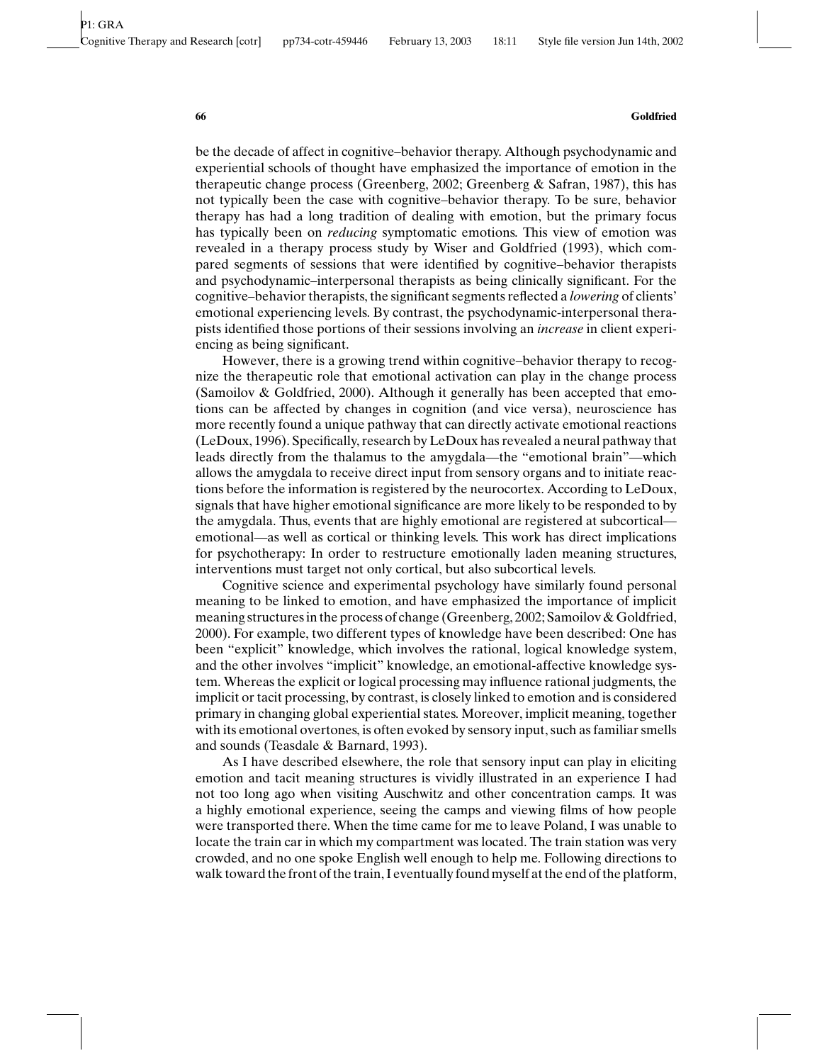be the decade of affect in cognitive–behavior therapy. Although psychodynamic and experiential schools of thought have emphasized the importance of emotion in the therapeutic change process (Greenberg, 2002; Greenberg & Safran, 1987), this has not typically been the case with cognitive–behavior therapy. To be sure, behavior therapy has had a long tradition of dealing with emotion, but the primary focus has typically been on *reducing* symptomatic emotions. This view of emotion was revealed in a therapy process study by Wiser and Goldfried (1993), which compared segments of sessions that were identified by cognitive–behavior therapists and psychodynamic–interpersonal therapists as being clinically significant. For the cognitive–behavior therapists, the significant segments reflected a *lowering* of clients' emotional experiencing levels. By contrast, the psychodynamic-interpersonal therapists identified those portions of their sessions involving an *increase* in client experiencing as being significant.

However, there is a growing trend within cognitive–behavior therapy to recognize the therapeutic role that emotional activation can play in the change process (Samoilov & Goldfried, 2000). Although it generally has been accepted that emotions can be affected by changes in cognition (and vice versa), neuroscience has more recently found a unique pathway that can directly activate emotional reactions (LeDoux, 1996). Specifically, research by LeDoux has revealed a neural pathway that leads directly from the thalamus to the amygdala—the "emotional brain"—which allows the amygdala to receive direct input from sensory organs and to initiate reactions before the information is registered by the neurocortex. According to LeDoux, signals that have higher emotional significance are more likely to be responded to by the amygdala. Thus, events that are highly emotional are registered at subcortical—emotional—as well as cortical or thinking levels. This work has direct implications for psychotherapy: In order to restructure emotionally laden meaning structures, interventions must target not only cortical, but also subcortical levels.

Cognitive science and experimental psychology have similarly found personal meaning to be linked to emotion, and have emphasized the importance of implicit meaning structures in the process of change (Greenberg, 2002; Samoilov & Goldfried, 2000). For example, two different types of knowledge have been described: One has been "explicit" knowledge, which involves the rational, logical knowledge system, and the other involves "implicit" knowledge, an emotional-affective knowledge system. Whereas the explicit or logical processing may influence rational judgments, the implicit or tacit processing, by contrast, is closely linked to emotion and is considered primary in changing global experiential states. Moreover, implicit meaning, together with its emotional overtones, is often evoked by sensory input, such as familiar smells and sounds (Teasdale & Barnard, 1993).

As I have described elsewhere, the role that sensory input can play in eliciting emotion and tacit meaning structures is vividly illustrated in an experience I had not too long ago when visiting Auschwitz and other concentration camps. It was a highly emotional experience, seeing the camps and viewing films of how people were transported there. When the time came for me to leave Poland, I was unable to locate the train car in which my compartment was located. The train station was very crowded, and no one spoke English well enough to help me. Following directions to walk toward the front of the train, I eventually found myself at the end of the platform,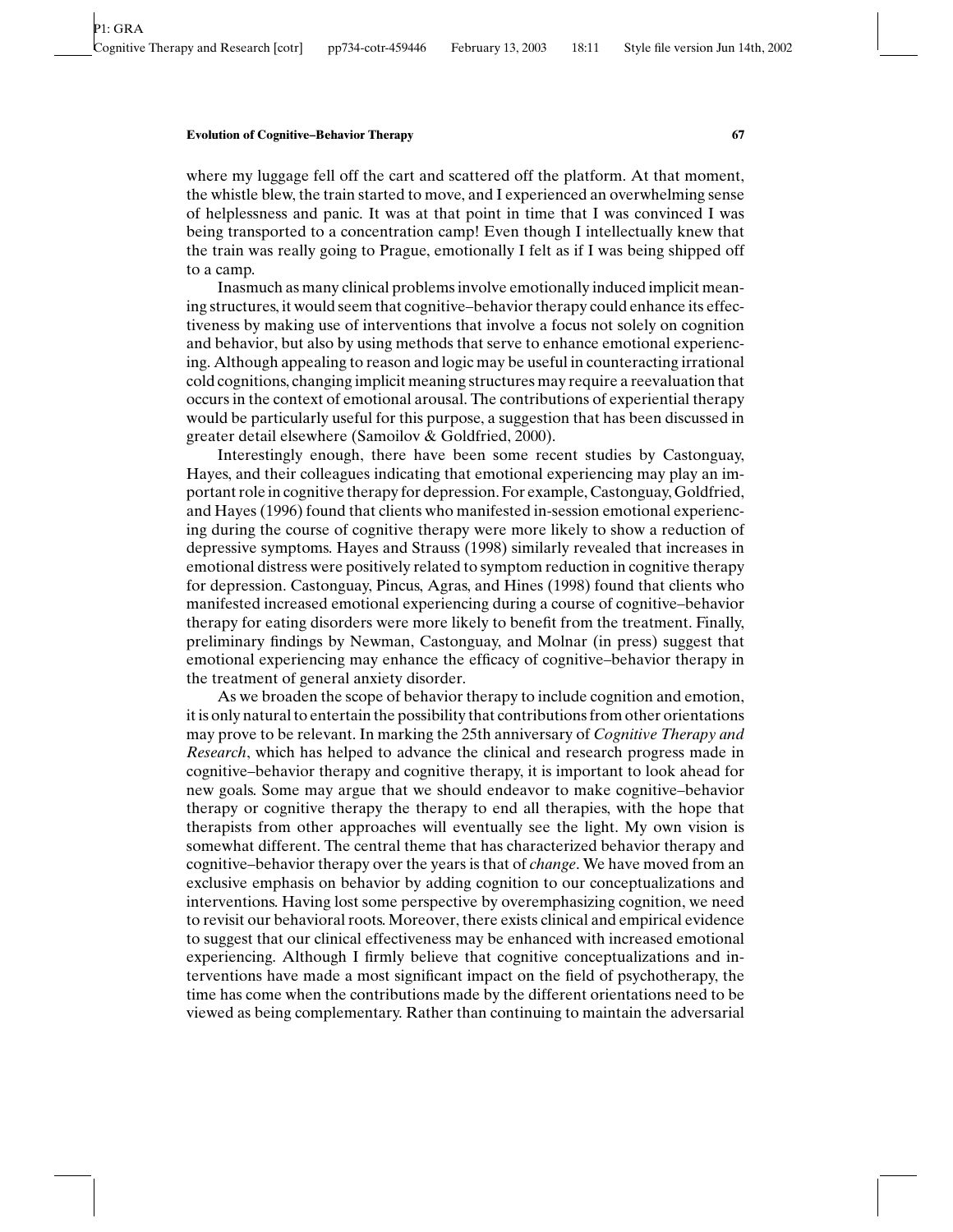where my luggage fell off the cart and scattered off the platform. At that moment, the whistle blew, the train started to move, and I experienced an overwhelming sense of helplessness and panic. It was at that point in time that I was convinced I was being transported to a concentration camp! Even though I intellectually knew that the train was really going to Prague, emotionally I felt as if I was being shipped off to a camp.

Inasmuch as many clinical problems involve emotionally induced implicit meaning structures, it would seem that cognitive–behavior therapy could enhance its effectiveness by making use of interventions that involve a focus not solely on cognition and behavior, but also by using methods that serve to enhance emotional experiencing. Although appealing to reason and logic may be useful in counteracting irrational cold cognitions, changing implicit meaning structures may require a reevaluation that occurs in the context of emotional arousal. The contributions of experiential therapy would be particularly useful for this purpose, a suggestion that has been discussed in greater detail elsewhere (Samoilov & Goldfried, 2000).

Interestingly enough, there have been some recent studies by Castonguay, Hayes, and their colleagues indicating that emotional experiencing may play an important role in cognitive therapy for depression. For example, Castonguay, Goldfried, and Hayes (1996) found that clients who manifested in-session emotional experiencing during the course of cognitive therapy were more likely to show a reduction of depressive symptoms. Hayes and Strauss (1998) similarly revealed that increases in emotional distress were positively related to symptom reduction in cognitive therapy for depression. Castonguay, Pincus, Agras, and Hines (1998) found that clients who manifested increased emotional experiencing during a course of cognitive–behavior therapy for eating disorders were more likely to benefit from the treatment. Finally, preliminary findings by Newman, Castonguay, and Molnar (in press) suggest that emotional experiencing may enhance the efficacy of cognitive–behavior therapy in the treatment of general anxiety disorder.

As we broaden the scope of behavior therapy to include cognition and emotion, it is only natural to entertain the possibility that contributions from other orientations may prove to be relevant. In marking the 25th anniversary of *Cognitive Therapy and Research*, which has helped to advance the clinical and research progress made in cognitive–behavior therapy and cognitive therapy, it is important to look ahead for new goals. Some may argue that we should endeavor to make cognitive–behavior therapy or cognitive therapy the therapy to end all therapies, with the hope that therapists from other approaches will eventually see the light. My own vision is somewhat different. The central theme that has characterized behavior therapy and cognitive–behavior therapy over the years is that of *change*. We have moved from an exclusive emphasis on behavior by adding cognition to our conceptualizations and interventions. Having lost some perspective by overemphasizing cognition, we need to revisit our behavioral roots. Moreover, there exists clinical and empirical evidence to suggest that our clinical effectiveness may be enhanced with increased emotional experiencing. Although I firmly believe that cognitive conceptualizations and interventions have made a most significant impact on the field of psychotherapy, the time has come when the contributions made by the different orientations need to be viewed as being complementary. Rather than continuing to maintain the adversarial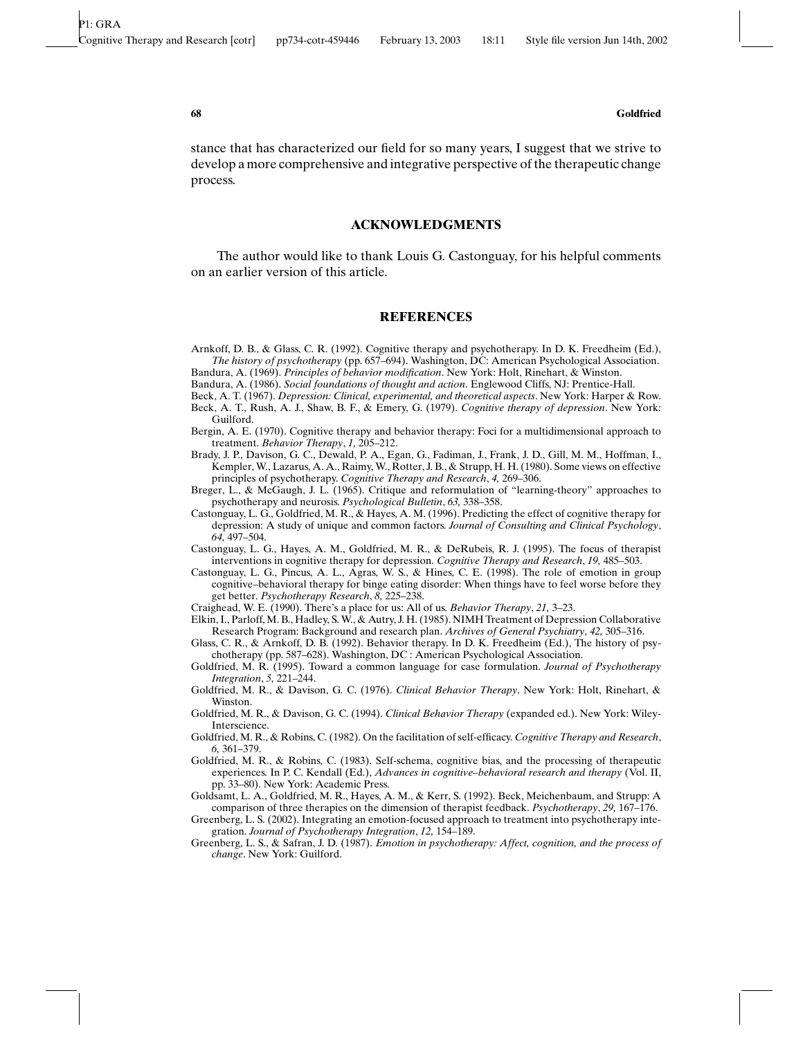stance that has characterized our field for so many years, I suggest that we strive to develop a more comprehensive and integrative perspective of the therapeutic change process.

## ACKNOWLEDGMENTS

The author would like to thank Louis G. Castonguay, for his helpful comments on an earlier version of this article.

## REFERENCES

Arnkoff, D. B., & Glass, C. R. (1992). Cognitive therapy and psychotherapy. In D. K. Freedheim (Ed.), *The history of psychotherapy* (pp. 657–694). Washington, DC: American Psychological Association.

Bandura, A. (1969). *Principles of behavior modification*. New York: Holt, Rinehart, & Winston.

Bandura, A. (1986). *Social foundations of thought and action*. Englewood Cliffs, NJ: Prentice-Hall.

Beck, A. T. (1967). *Depression: Clinical, experimental, and theoretical aspects*. New York: Harper & Row.

Beck, A. T., Rush, A. J., Shaw, B. F., & Emery, G. (1979). *Cognitive therapy of depression*. New York: Guilford.

Bergin, A. E. (1970). Cognitive therapy and behavior therapy: Foci for a multidimensional approach to treatment. *Behavior Therapy*, *1,* 205–212.

Brady, J. P., Davison, G. C., Dewald, P. A., Egan, G., Fadiman, J., Frank, J. D., Gill, M. M., Hoffman, I., Kempler, W., Lazarus, A. A., Raimy, W., Rotter, J. B., & Strupp, H. H. (1980). Some views on effective principles of psychotherapy. *Cognitive Therapy and Research*, *4,* 269–306.

Breger, L., & McGaugh, J. L. (1965). Critique and reformulation of "learning-theory" approaches to psychotherapy and neurosis. *Psychological Bulletin*, *63,* 338–358.

Castonguay, L. G., Goldfried, M. R., & Hayes, A. M. (1996). Predicting the effect of cognitive therapy for depression: A study of unique and common factors. *Journal of Consulting and Clinical Psychology*, *64,* 497–504.

Castonguay, L. G., Hayes, A. M., Goldfried, M. R., & DeRubeis, R. J. (1995). The focus of therapist interventions in cognitive therapy for depression. *Cognitive Therapy and Research*, *19,* 485–503.

Castonguay, L. G., Pincus, A. L., Agras, W. S., & Hines, C. E. (1998). The role of emotion in group cognitive–behavioral therapy for binge eating disorder: When things have to feel worse before they get better. *Psychotherapy Research*, *8,* 225–238.

Craighead, W. E. (1990). There's a place for us: All of us. *Behavior Therapy*, *21,* 3–23.

Elkin, I., Parloff, M. B., Hadley, S. W., & Autry, J. H. (1985). NIMH Treatment of Depression Collaborative Research Program: Background and research plan. *Archives of General Psychiatry*, *42,* 305–316.

Glass, C. R., & Arnkoff, D. B. (1992). Behavior therapy. In D. K. Freedheim (Ed.), The history of psychotherapy (pp. 587–628). Washington, DC : American Psychological Association.

Goldfried, M. R. (1995). Toward a common language for case formulation. *Journal of Psychotherapy Integration*, *5,* 221–244.

Goldfried, M. R., & Davison, G. C. (1976). *Clinical Behavior Therapy*. New York: Holt, Rinehart, & Winston.

Goldfried, M. R., & Davison, G. C. (1994). *Clinical Behavior Therapy* (expanded ed.). New York: Wiley-Interscience.

Goldfried, M. R., & Robins, C. (1982). On the facilitation of self-efficacy. *Cognitive Therapy and Research*, *6,* 361–379.

Goldfried, M. R., & Robins, C. (1983). Self-schema, cognitive bias, and the processing of therapeutic experiences. In P. C. Kendall (Ed.), *Advances in cognitive–behavioral research and therapy* (Vol. II, pp. 33–80). New York: Academic Press.

Goldsamt, L. A., Goldfried, M. R., Hayes, A. M., & Kerr, S. (1992). Beck, Meichenbaum, and Strupp: A comparison of three therapies on the dimension of therapist feedback. *Psychotherapy*, *29,* 167–176.

Greenberg, L. S. (2002). Integrating an emotion-focused approach to treatment into psychotherapy integration. *Journal of Psychotherapy Integration*, *12,* 154–189.

Greenberg, L. S., & Safran, J. D. (1987). *Emotion in psychotherapy: Affect, cognition, and the process of change*. New York: Guilford.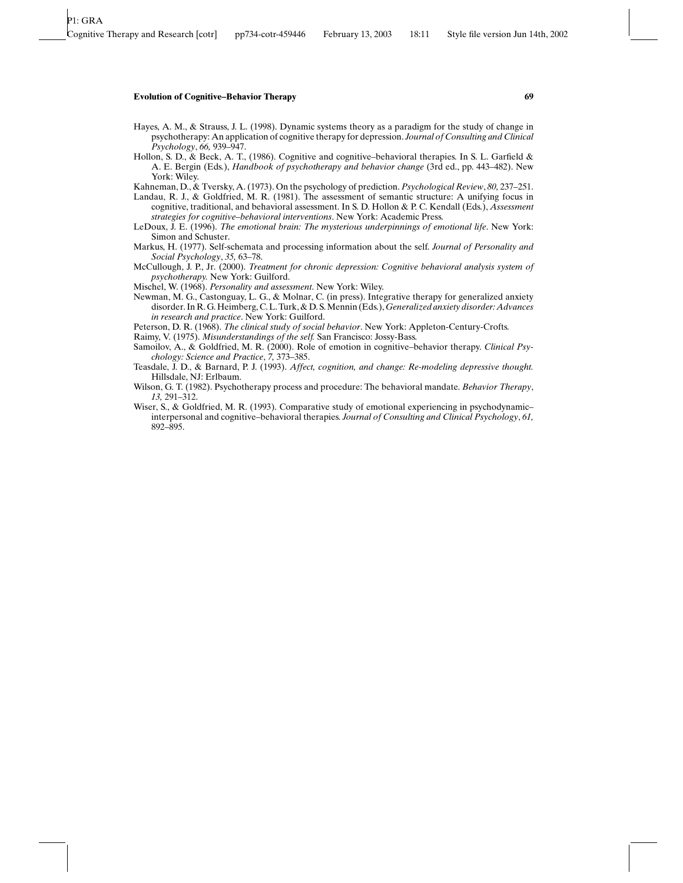Hayes, A. M., & Strauss, J. L. (1998). Dynamic systems theory as a paradigm for the study of change in psychotherapy: An application of cognitive therapy for depression. *Journal of Consulting and Clinical Psychology*, *66,* 939–947.

Hollon, S. D., & Beck, A. T., (1986). Cognitive and cognitive–behavioral therapies. In S. L. Garfield & A. E. Bergin (Eds.), *Handbook of psychotherapy and behavior change* (3rd ed., pp. 443–482). New York: Wiley.

Kahneman, D., & Tversky, A. (1973). On the psychology of prediction. *Psychological Review*, *80,* 237–251.

Landau, R. J., & Goldfried, M. R. (1981). The assessment of semantic structure: A unifying focus in cognitive, traditional, and behavioral assessment. In S. D. Hollon & P. C. Kendall (Eds.), *Assessment strategies for cognitive–behavioral interventions*. New York: Academic Press.

LeDoux, J. E. (1996). *The emotional brain: The mysterious underpinnings of emotional life*. New York: Simon and Schuster.

Markus, H. (1977). Self-schemata and processing information about the self. *Journal of Personality and Social Psychology*, *35,* 63–78.

McCullough, J. P., Jr. (2000). *Treatment for chronic depression: Cognitive behavioral analysis system of psychotherapy.* New York: Guilford.

Mischel, W. (1968). *Personality and assessment*. New York: Wiley.

Newman, M. G., Castonguay, L. G., & Molnar, C. (in press). Integrative therapy for generalized anxiety disorder. In R. G. Heimberg, C. L. Turk, & D. S. Mennin (Eds.), *Generalized anxiety disorder: Advances in research and practice*. New York: Guilford.

Peterson, D. R. (1968). *The clinical study of social behavior*. New York: Appleton-Century-Crofts.

Raimy, V. (1975). *Misunderstandings of the self.* San Francisco: Jossy-Bass.

Samoilov, A., & Goldfried, M. R. (2000). Role of emotion in cognitive–behavior therapy. *Clinical Psychology: Science and Practice*, *7,* 373–385.

Teasdale, J. D., & Barnard, P. J. (1993). *Affect, cognition, and change: Re-modeling depressive thought.* Hillsdale, NJ: Erlbaum.

Wilson, G. T. (1982). Psychotherapy process and procedure: The behavioral mandate. *Behavior Therapy*, *13,* 291–312.

Wiser, S., & Goldfried, M. R. (1993). Comparative study of emotional experiencing in psychodynamic–interpersonal and cognitive–behavioral therapies. *Journal of Consulting and Clinical Psychology*, *61,* 892–895.